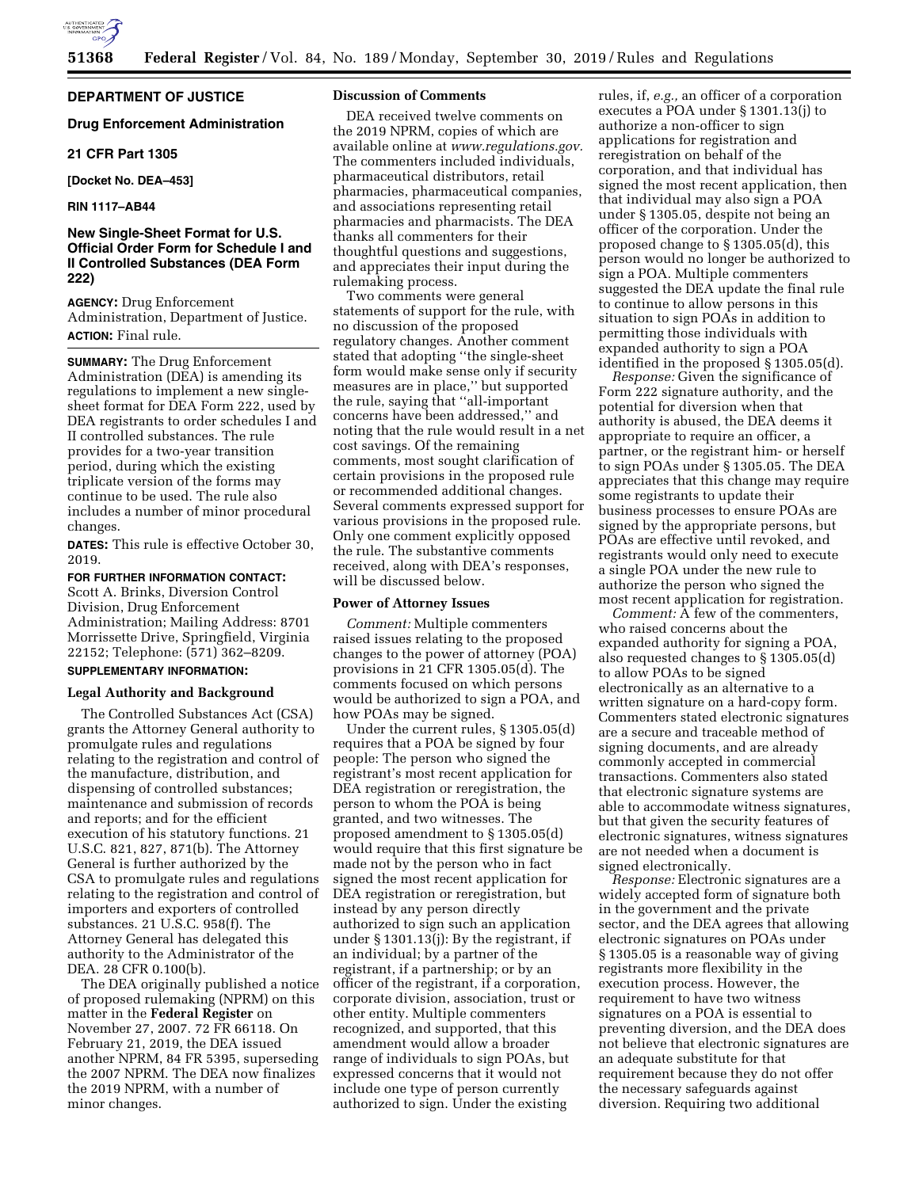# DEPARTMENT OF JUSTICE

## Drug Enforcement Administration

## 21 CFR Part 1305

**[Docket No. DEA–453]**

**RIN 1117–AB44**

## New Single-Sheet Format for U.S. Official Order Form for Schedule I and II Controlled Substances (DEA Form 222)

**AGENCY:** Drug Enforcement Administration, Department of Justice.

**ACTION:** Final rule.

**SUMMARY:** The Drug Enforcement Administration (DEA) is amending its regulations to implement a new single-sheet format for DEA Form 222, used by DEA registrants to order schedules I and II controlled substances. The rule provides for a two-year transition period, during which the existing triplicate version of the forms may continue to be used. The rule also includes a number of minor procedural changes.

**DATES:** This rule is effective October 30, 2019.

**FOR FURTHER INFORMATION CONTACT:** Scott A. Brinks, Diversion Control Division, Drug Enforcement Administration; Mailing Address: 8701 Morrissette Drive, Springfield, Virginia 22152; Telephone: (571) 362–8209.

**SUPPLEMENTARY INFORMATION:**

### Legal Authority and Background

The Controlled Substances Act (CSA) grants the Attorney General authority to promulgate rules and regulations relating to the registration and control of the manufacture, distribution, and dispensing of controlled substances; maintenance and submission of records and reports; and for the efficient execution of his statutory functions. 21 U.S.C. 821, 827, 871(b). The Attorney General is further authorized by the CSA to promulgate rules and regulations relating to the registration and control of importers and exporters of controlled substances. 21 U.S.C. 958(f). The Attorney General has delegated this authority to the Administrator of the DEA. 28 CFR 0.100(b).

The DEA originally published a notice of proposed rulemaking (NPRM) on this matter in the **Federal Register** on November 27, 2007. 72 FR 66118. On February 21, 2019, the DEA issued another NPRM, 84 FR 5395, superseding the 2007 NPRM. The DEA now finalizes the 2019 NPRM, with a number of minor changes.

### Discussion of Comments

DEA received twelve comments on the 2019 NPRM, copies of which are available online at *www.regulations.gov*. The commenters included individuals, pharmaceutical distributors, retail pharmacies, pharmaceutical companies, and associations representing retail pharmacies and pharmacists. The DEA thanks all commenters for their thoughtful questions and suggestions, and appreciates their input during the rulemaking process.

Two comments were general statements of support for the rule, with no discussion of the proposed regulatory changes. Another comment stated that adopting ''the single-sheet form would make sense only if security measures are in place,'' but supported the rule, saying that ''all-important concerns have been addressed,'' and noting that the rule would result in a net cost savings. Of the remaining comments, most sought clarification of certain provisions in the proposed rule or recommended additional changes. Several comments expressed support for various provisions in the proposed rule. Only one comment explicitly opposed the rule. The substantive comments received, along with DEA's responses, will be discussed below.

### Power of Attorney Issues

*Comment:* Multiple commenters raised issues relating to the proposed changes to the power of attorney (POA) provisions in 21 CFR 1305.05(d). The comments focused on which persons would be authorized to sign a POA, and how POAs may be signed.

Under the current rules, § 1305.05(d) requires that a POA be signed by four people: The person who signed the registrant's most recent application for DEA registration or reregistration, the person to whom the POA is being granted, and two witnesses. The proposed amendment to § 1305.05(d) would require that this first signature be made not by the person who in fact signed the most recent application for DEA registration or reregistration, but instead by any person directly authorized to sign such an application under § 1301.13(j): By the registrant, if an individual; by a partner of the registrant, if a partnership; or by an officer of the registrant, if a corporation, corporate division, association, trust or other entity. Multiple commenters recognized, and supported, that this amendment would allow a broader range of individuals to sign POAs, but expressed concerns that it would not include one type of person currently authorized to sign. Under the existing rules, if, *e.g.*, an officer of a corporation executes a POA under § 1301.13(j) to authorize a non-officer to sign applications for registration and reregistration on behalf of the corporation, and that individual has signed the most recent application, then that individual may also sign a POA under § 1305.05, despite not being an officer of the corporation. Under the proposed change to § 1305.05(d), this person would no longer be authorized to sign a POA. Multiple commenters suggested the DEA update the final rule to continue to allow persons in this situation to sign POAs in addition to permitting those individuals with expanded authority to sign a POA identified in the proposed § 1305.05(d).

*Response:* Given the significance of Form 222 signature authority, and the potential for diversion when that authority is abused, the DEA deems it appropriate to require an officer, a partner, or the registrant him- or herself to sign POAs under § 1305.05. The DEA appreciates that this change may require some registrants to update their business processes to ensure POAs are signed by the appropriate persons, but POAs are effective until revoked, and registrants would only need to execute a single POA under the new rule to authorize the person who signed the most recent application for registration.

*Comment:* A few of the commenters, who raised concerns about the expanded authority for signing a POA, also requested changes to § 1305.05(d) to allow POAs to be signed electronically as an alternative to a written signature on a hard-copy form. Commenters stated electronic signatures are a secure and traceable method of signing documents, and are already commonly accepted in commercial transactions. Commenters also stated that electronic signature systems are able to accommodate witness signatures, but that given the security features of electronic signatures, witness signatures are not needed when a document is signed electronically.

*Response:* Electronic signatures are a widely accepted form of signature both in the government and the private sector, and the DEA agrees that allowing electronic signatures on POAs under § 1305.05 is a reasonable way of giving registrants more flexibility in the execution process. However, the requirement to have two witness signatures on a POA is essential to preventing diversion, and the DEA does not believe that electronic signatures are an adequate substitute for that requirement because they do not offer the necessary safeguards against diversion. Requiring two additional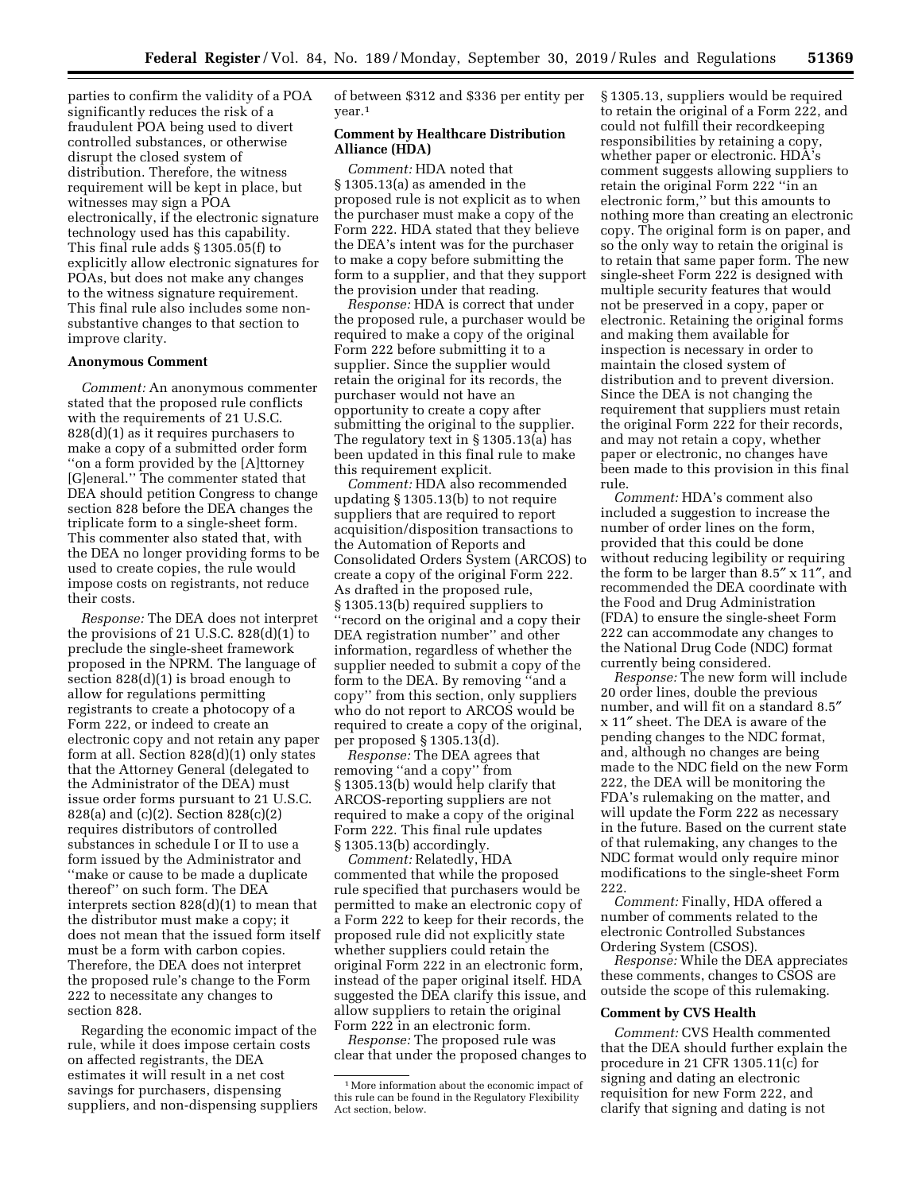parties to confirm the validity of a POA significantly reduces the risk of a fraudulent POA being used to divert controlled substances, or otherwise disrupt the closed system of distribution. Therefore, the witness requirement will be kept in place, but witnesses may sign a POA electronically, if the electronic signature technology used has this capability. This final rule adds § 1305.05(f) to explicitly allow electronic signatures for POAs, but does not make any changes to the witness signature requirement. This final rule also includes some non-substantive changes to that section to improve clarity.

**Anonymous Comment**

*Comment:* An anonymous commenter stated that the proposed rule conflicts with the requirements of 21 U.S.C. 828(d)(1) as it requires purchasers to make a copy of a submitted order form ''on a form provided by the [A]ttorney [G]eneral.'' The commenter stated that DEA should petition Congress to change section 828 before the DEA changes the triplicate form to a single-sheet form. This commenter also stated that, with the DEA no longer providing forms to be used to create copies, the rule would impose costs on registrants, not reduce their costs.

*Response:* The DEA does not interpret the provisions of 21 U.S.C. 828(d)(1) to preclude the single-sheet framework proposed in the NPRM. The language of section 828(d)(1) is broad enough to allow for regulations permitting registrants to create a photocopy of a Form 222, or indeed to create an electronic copy and not retain any paper form at all. Section 828(d)(1) only states that the Attorney General (delegated to the Administrator of the DEA) must issue order forms pursuant to 21 U.S.C. 828(a) and (c)(2). Section 828(c)(2) requires distributors of controlled substances in schedule I or II to use a form issued by the Administrator and ''make or cause to be made a duplicate thereof'' on such form. The DEA interprets section 828(d)(1) to mean that the distributor must make a copy; it does not mean that the issued form itself must be a form with carbon copies. Therefore, the DEA does not interpret the proposed rule's change to the Form 222 to necessitate any changes to section 828.

Regarding the economic impact of the rule, while it does impose certain costs on affected registrants, the DEA estimates it will result in a net cost savings for purchasers, dispensing suppliers, and non-dispensing suppliers of between $312 and $336 per entity per year.[1]

**Comment by Healthcare Distribution Alliance (HDA)**

*Comment:* HDA noted that § 1305.13(a) as amended in the proposed rule is not explicit as to when the purchaser must make a copy of the Form 222. HDA stated that they believe the DEA's intent was for the purchaser to make a copy before submitting the form to a supplier, and that they support the provision under that reading.

*Response:* HDA is correct that under the proposed rule, a purchaser would be required to make a copy of the original Form 222 before submitting it to a supplier. Since the supplier would retain the original for its records, the purchaser would not have an opportunity to create a copy after submitting the original to the supplier. The regulatory text in § 1305.13(a) has been updated in this final rule to make this requirement explicit.

*Comment:* HDA also recommended updating § 1305.13(b) to not require suppliers that are required to report acquisition/disposition transactions to the Automation of Reports and Consolidated Orders System (ARCOS) to create a copy of the original Form 222. As drafted in the proposed rule, § 1305.13(b) required suppliers to ''record on the original and a copy their DEA registration number'' and other information, regardless of whether the supplier needed to submit a copy of the form to the DEA. By removing ''and a copy'' from this section, only suppliers who do not report to ARCOS would be required to create a copy of the original, per proposed § 1305.13(d).

*Response:* The DEA agrees that removing ''and a copy'' from § 1305.13(b) would help clarify that ARCOS-reporting suppliers are not required to make a copy of the original Form 222. This final rule updates § 1305.13(b) accordingly.

*Comment:* Relatedly, HDA commented that while the proposed rule specified that purchasers would be permitted to make an electronic copy of a Form 222 to keep for their records, the proposed rule did not explicitly state whether suppliers could retain the original Form 222 in an electronic form, instead of the paper original itself. HDA suggested the DEA clarify this issue, and allow suppliers to retain the original Form 222 in an electronic form.

*Response:* The proposed rule was clear that under the proposed changes to § 1305.13, suppliers would be required to retain the original of a Form 222, and could not fulfill their recordkeeping responsibilities by retaining a copy, whether paper or electronic. HDA's comment suggests allowing suppliers to retain the original Form 222 ''in an electronic form,'' but this amounts to nothing more than creating an electronic copy. The original form is on paper, and so the only way to retain the original is to retain that same paper form. The new single-sheet Form 222 is designed with multiple security features that would not be preserved in a copy, paper or electronic. Retaining the original forms and making them available for inspection is necessary in order to maintain the closed system of distribution and to prevent diversion. Since the DEA is not changing the requirement that suppliers must retain the original Form 222 for their records, and may not retain a copy, whether paper or electronic, no changes have been made to this provision in this final rule.

*Comment:* HDA's comment also included a suggestion to increase the number of order lines on the form, provided that this could be done without reducing legibility or requiring the form to be larger than 8.5″ x 11″, and recommended the DEA coordinate with the Food and Drug Administration (FDA) to ensure the single-sheet Form 222 can accommodate any changes to the National Drug Code (NDC) format currently being considered.

*Response:* The new form will include 20 order lines, double the previous number, and will fit on a standard 8.5″ x 11″ sheet. The DEA is aware of the pending changes to the NDC format, and, although no changes are being made to the NDC field on the new Form 222, the DEA will be monitoring the FDA's rulemaking on the matter, and will update the Form 222 as necessary in the future. Based on the current state of that rulemaking, any changes to the NDC format would only require minor modifications to the single-sheet Form 222.

*Comment:* Finally, HDA offered a number of comments related to the electronic Controlled Substances Ordering System (CSOS).

*Response:* While the DEA appreciates these comments, changes to CSOS are outside the scope of this rulemaking.

**Comment by CVS Health**

*Comment:* CVS Health commented that the DEA should further explain the procedure in 21 CFR 1305.11(c) for signing and dating an electronic requisition for new Form 222, and clarify that signing and dating is not

[1] More information about the economic impact of this rule can be found in the Regulatory Flexibility Act section, below.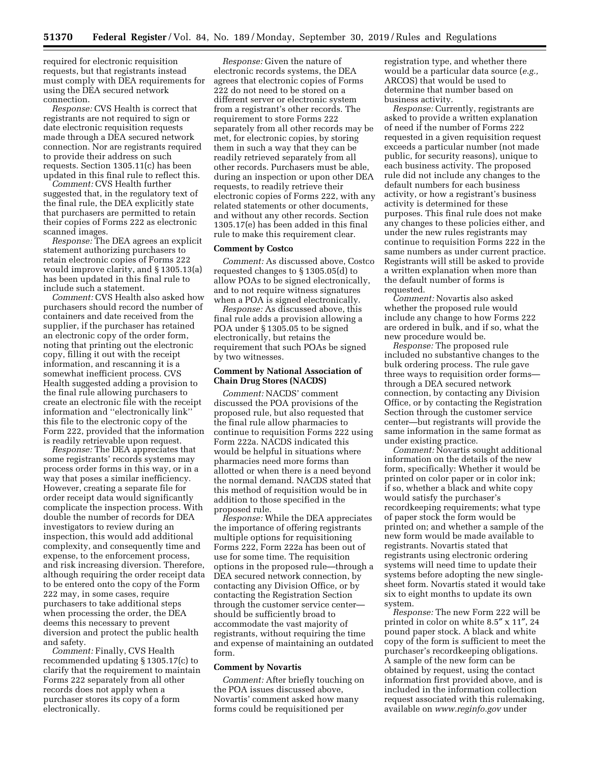required for electronic requisition requests, but that registrants instead must comply with DEA requirements for using the DEA secured network connection.

*Response:* CVS Health is correct that registrants are not required to sign or date electronic requisition requests made through a DEA secured network connection. Nor are registrants required to provide their address on such requests. Section 1305.11(c) has been updated in this final rule to reflect this.

*Comment:* CVS Health further suggested that, in the regulatory text of the final rule, the DEA explicitly state that purchasers are permitted to retain their copies of Forms 222 as electronic scanned images.

*Response:* The DEA agrees an explicit statement authorizing purchasers to retain electronic copies of Forms 222 would improve clarity, and § 1305.13(a) has been updated in this final rule to include such a statement.

*Comment:* CVS Health also asked how purchasers should record the number of containers and date received from the supplier, if the purchaser has retained an electronic copy of the order form, noting that printing out the electronic copy, filling it out with the receipt information, and rescanning it is a somewhat inefficient process. CVS Health suggested adding a provision to the final rule allowing purchasers to create an electronic file with the receipt information and ''electronically link'' this file to the electronic copy of the Form 222, provided that the information is readily retrievable upon request.

*Response:* The DEA appreciates that some registrants' records systems may process order forms in this way, or in a way that poses a similar inefficiency. However, creating a separate file for order receipt data would significantly complicate the inspection process. With double the number of records for DEA investigators to review during an inspection, this would add additional complexity, and consequently time and expense, to the enforcement process, and risk increasing diversion. Therefore, although requiring the order receipt data to be entered onto the copy of the Form 222 may, in some cases, require purchasers to take additional steps when processing the order, the DEA deems this necessary to prevent diversion and protect the public health and safety.

*Comment:* Finally, CVS Health recommended updating § 1305.17(c) to clarify that the requirement to maintain Forms 222 separately from all other records does not apply when a purchaser stores its copy of a form electronically.

*Response:* Given the nature of electronic records systems, the DEA agrees that electronic copies of Forms 222 do not need to be stored on a different server or electronic system from a registrant's other records. The requirement to store Forms 222 separately from all other records may be met, for electronic copies, by storing them in such a way that they can be readily retrieved separately from all other records. Purchasers must be able, during an inspection or upon other DEA requests, to readily retrieve their electronic copies of Forms 222, with any related statements or other documents, and without any other records. Section 1305.17(e) has been added in this final rule to make this requirement clear.

**Comment by Costco**

*Comment:* As discussed above, Costco requested changes to § 1305.05(d) to allow POAs to be signed electronically, and to not require witness signatures when a POA is signed electronically.

*Response:* As discussed above, this final rule adds a provision allowing a POA under § 1305.05 to be signed electronically, but retains the requirement that such POAs be signed by two witnesses.

**Comment by National Association of Chain Drug Stores (NACDS)**

*Comment:* NACDS' comment discussed the POA provisions of the proposed rule, but also requested that the final rule allow pharmacies to continue to requisition Forms 222 using Form 222a. NACDS indicated this would be helpful in situations where pharmacies need more forms than allotted or when there is a need beyond the normal demand. NACDS stated that this method of requisition would be in addition to those specified in the proposed rule.

*Response:* While the DEA appreciates the importance of offering registrants multiple options for requisitioning Forms 222, Form 222a has been out of use for some time. The requisition options in the proposed rule—through a DEA secured network connection, by contacting any Division Office, or by contacting the Registration Section through the customer service center—should be sufficiently broad to accommodate the vast majority of registrants, without requiring the time and expense of maintaining an outdated form.

**Comment by Novartis**

*Comment:* After briefly touching on the POA issues discussed above, Novartis' comment asked how many forms could be requisitioned per registration type, and whether there would be a particular data source (*e.g.,* ARCOS) that would be used to determine that number based on business activity.

*Response:* Currently, registrants are asked to provide a written explanation of need if the number of Forms 222 requested in a given requisition request exceeds a particular number (not made public, for security reasons), unique to each business activity. The proposed rule did not include any changes to the default numbers for each business activity, or how a registrant's business activity is determined for these purposes. This final rule does not make any changes to these policies either, and under the new rules registrants may continue to requisition Forms 222 in the same numbers as under current practice. Registrants will still be asked to provide a written explanation when more than the default number of forms is requested.

*Comment:* Novartis also asked whether the proposed rule would include any change to how Forms 222 are ordered in bulk, and if so, what the new procedure would be.

*Response:* The proposed rule included no substantive changes to the bulk ordering process. The rule gave three ways to requisition order forms—through a DEA secured network connection, by contacting any Division Office, or by contacting the Registration Section through the customer service center—but registrants will provide the same information in the same format as under existing practice.

*Comment:* Novartis sought additional information on the details of the new form, specifically: Whether it would be printed on color paper or in color ink; if so, whether a black and white copy would satisfy the purchaser's recordkeeping requirements; what type of paper stock the form would be printed on; and whether a sample of the new form would be made available to registrants. Novartis stated that registrants using electronic ordering systems will need time to update their systems before adopting the new single-sheet form. Novartis stated it would take six to eight months to update its own system.

*Response:* The new Form 222 will be printed in color on white 8.5″ x 11″, 24 pound paper stock. A black and white copy of the form is sufficient to meet the purchaser's recordkeeping obligations. A sample of the new form can be obtained by request, using the contact information first provided above, and is included in the information collection request associated with this rulemaking, available on *www.reginfo.gov* under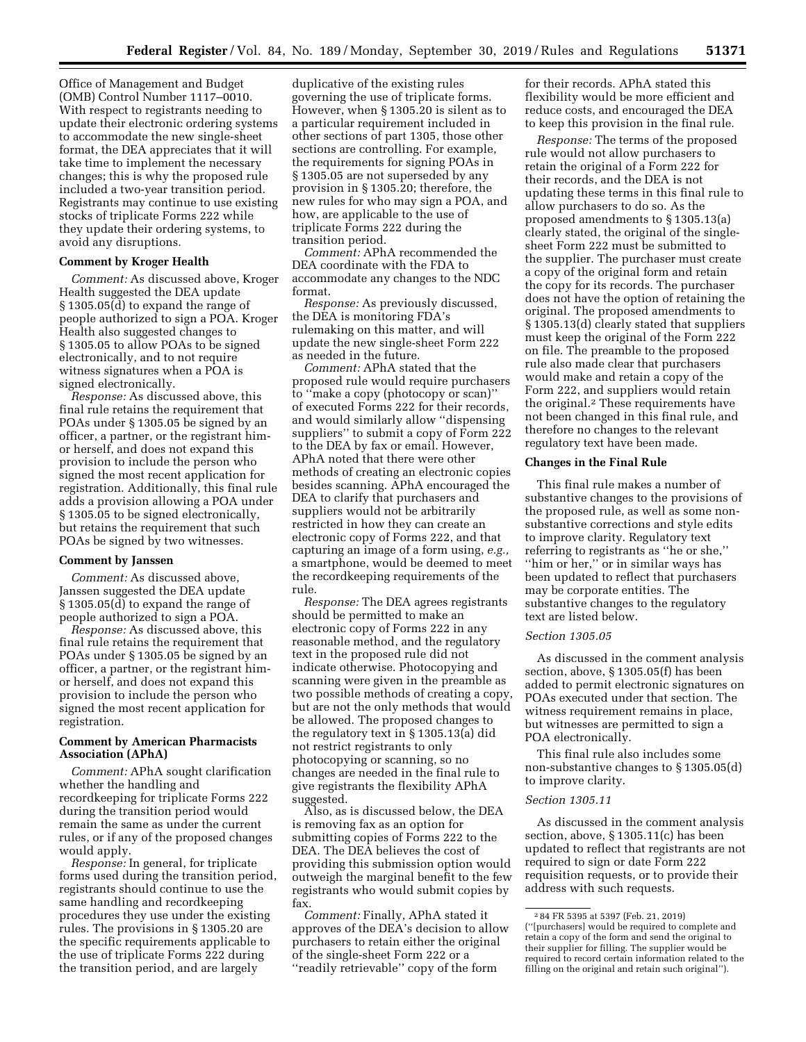Office of Management and Budget (OMB) Control Number 1117–0010. With respect to registrants needing to update their electronic ordering systems to accommodate the new single-sheet format, the DEA appreciates that it will take time to implement the necessary changes; this is why the proposed rule included a two-year transition period. Registrants may continue to use existing stocks of triplicate Forms 222 while they update their ordering systems, to avoid any disruptions.

**Comment by Kroger Health**

*Comment:* As discussed above, Kroger Health suggested the DEA update § 1305.05(d) to expand the range of people authorized to sign a POA. Kroger Health also suggested changes to § 1305.05 to allow POAs to be signed electronically, and to not require witness signatures when a POA is signed electronically.

*Response:* As discussed above, this final rule retains the requirement that POAs under § 1305.05 be signed by an officer, a partner, or the registrant him- or herself, and does not expand this provision to include the person who signed the most recent application for registration. Additionally, this final rule adds a provision allowing a POA under § 1305.05 to be signed electronically, but retains the requirement that such POAs be signed by two witnesses.

**Comment by Janssen**

*Comment:* As discussed above, Janssen suggested the DEA update § 1305.05(d) to expand the range of people authorized to sign a POA.

*Response:* As discussed above, this final rule retains the requirement that POAs under § 1305.05 be signed by an officer, a partner, or the registrant him- or herself, and does not expand this provision to include the person who signed the most recent application for registration.

**Comment by American Pharmacists Association (APhA)**

*Comment:* APhA sought clarification whether the handling and recordkeeping for triplicate Forms 222 during the transition period would remain the same as under the current rules, or if any of the proposed changes would apply.

*Response:* In general, for triplicate forms used during the transition period, registrants should continue to use the same handling and recordkeeping procedures they use under the existing rules. The provisions in § 1305.20 are the specific requirements applicable to the use of triplicate Forms 222 during the transition period, and are largely duplicative of the existing rules governing the use of triplicate forms. However, when § 1305.20 is silent as to a particular requirement included in other sections of part 1305, those other sections are controlling. For example, the requirements for signing POAs in § 1305.05 are not superseded by any provision in § 1305.20; therefore, the new rules for who may sign a POA, and how, are applicable to the use of triplicate Forms 222 during the transition period.

*Comment:* APhA recommended the DEA coordinate with the FDA to accommodate any changes to the NDC format.

*Response:* As previously discussed, the DEA is monitoring FDA's rulemaking on this matter, and will update the new single-sheet Form 222 as needed in the future.

*Comment:* APhA stated that the proposed rule would require purchasers to "make a copy (photocopy or scan)" of executed Forms 222 for their records, and would similarly allow "dispensing suppliers" to submit a copy of Form 222 to the DEA by fax or email. However, APhA noted that there were other methods of creating an electronic copies besides scanning. APhA encouraged the DEA to clarify that purchasers and suppliers would not be arbitrarily restricted in how they can create an electronic copy of Forms 222, and that capturing an image of a form using, *e.g.,* a smartphone, would be deemed to meet the recordkeeping requirements of the rule.

*Response:* The DEA agrees registrants should be permitted to make an electronic copy of Forms 222 in any reasonable method, and the regulatory text in the proposed rule did not indicate otherwise. Photocopying and scanning were given in the preamble as two possible methods of creating a copy, but are not the only methods that would be allowed. The proposed changes to the regulatory text in § 1305.13(a) did not restrict registrants to only photocopying or scanning, so no changes are needed in the final rule to give registrants the flexibility APhA suggested.

Also, as is discussed below, the DEA is removing fax as an option for submitting copies of Forms 222 to the DEA. The DEA believes the cost of providing this submission option would outweigh the marginal benefit to the few registrants who would submit copies by fax.

*Comment:* Finally, APhA stated it approves of the DEA's decision to allow purchasers to retain either the original of the single-sheet Form 222 or a "readily retrievable" copy of the form for their records. APhA stated this flexibility would be more efficient and reduce costs, and encouraged the DEA to keep this provision in the final rule.

*Response:* The terms of the proposed rule would not allow purchasers to retain the original of a Form 222 for their records, and the DEA is not updating these terms in this final rule to allow purchasers to do so. As the proposed amendments to § 1305.13(a) clearly stated, the original of the single-sheet Form 222 must be submitted to the supplier. The purchaser must create a copy of the original form and retain the copy for its records. The purchaser does not have the option of retaining the original. The proposed amendments to § 1305.13(d) clearly stated that suppliers must keep the original of the Form 222 on file. The preamble to the proposed rule also made clear that purchasers would make and retain a copy of the Form 222, and suppliers would retain the original.[2] These requirements have not been changed in this final rule, and therefore no changes to the relevant regulatory text have been made.

**Changes in the Final Rule**

This final rule makes a number of substantive changes to the provisions of the proposed rule, as well as some non-substantive corrections and style edits to improve clarity. Regulatory text referring to registrants as "he or she," "him or her," or in similar ways has been updated to reflect that purchasers may be corporate entities. The substantive changes to the regulatory text are listed below.

*Section 1305.05*

As discussed in the comment analysis section, above, § 1305.05(f) has been added to permit electronic signatures on POAs executed under that section. The witness requirement remains in place, but witnesses are permitted to sign a POA electronically.

This final rule also includes some non-substantive changes to § 1305.05(d) to improve clarity.

*Section 1305.11*

As discussed in the comment analysis section, above, § 1305.11(c) has been updated to reflect that registrants are not required to sign or date Form 222 requisition requests, or to provide their address with such requests.

[2] 84 FR 5395 at 5397 (Feb. 21, 2019) ("[purchasers] would be required to complete and retain a copy of the form and send the original to their supplier for filling. The supplier would be required to record certain information related to the filling on the original and retain such original").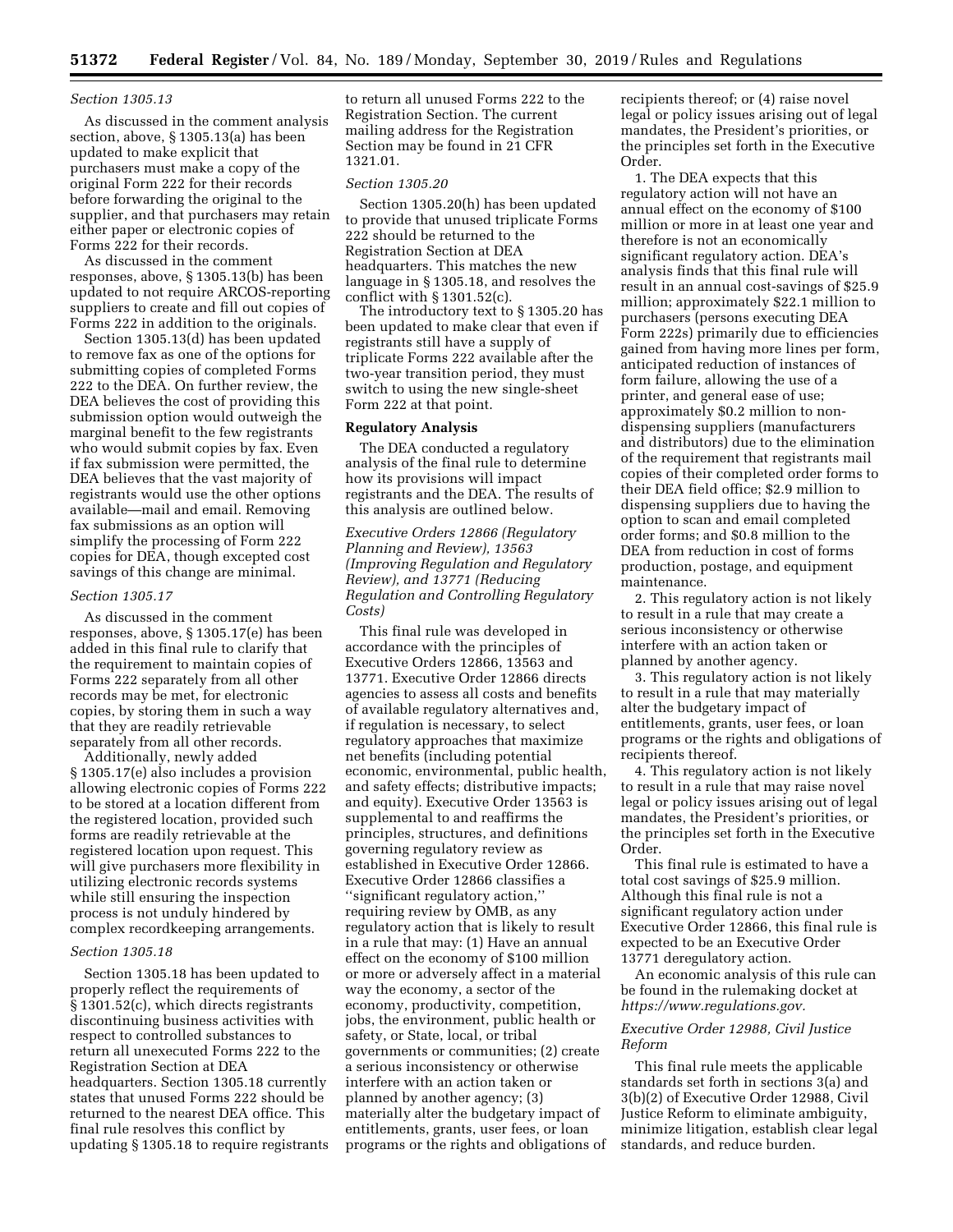*Section 1305.13*

As discussed in the comment analysis section, above, § 1305.13(a) has been updated to make explicit that purchasers must make a copy of the original Form 222 for their records before forwarding the original to the supplier, and that purchasers may retain either paper or electronic copies of Forms 222 for their records.

As discussed in the comment responses, above, § 1305.13(b) has been updated to not require ARCOS-reporting suppliers to create and fill out copies of Forms 222 in addition to the originals.

Section 1305.13(d) has been updated to remove fax as one of the options for submitting copies of completed Forms 222 to the DEA. On further review, the DEA believes the cost of providing this submission option would outweigh the marginal benefit to the few registrants who would submit copies by fax. Even if fax submission were permitted, the DEA believes that the vast majority of registrants would use the other options available—mail and email. Removing fax submissions as an option will simplify the processing of Form 222 copies for DEA, though excepted cost savings of this change are minimal.

*Section 1305.17*

As discussed in the comment responses, above, § 1305.17(e) has been added in this final rule to clarify that the requirement to maintain copies of Forms 222 separately from all other records may be met, for electronic copies, by storing them in such a way that they are readily retrievable separately from all other records.

Additionally, newly added § 1305.17(e) also includes a provision allowing electronic copies of Forms 222 to be stored at a location different from the registered location, provided such forms are readily retrievable at the registered location upon request. This will give purchasers more flexibility in utilizing electronic records systems while still ensuring the inspection process is not unduly hindered by complex recordkeeping arrangements.

*Section 1305.18*

Section 1305.18 has been updated to properly reflect the requirements of § 1301.52(c), which directs registrants discontinuing business activities with respect to controlled substances to return all unexecuted Forms 222 to the Registration Section at DEA headquarters. Section 1305.18 currently states that unused Forms 222 should be returned to the nearest DEA office. This final rule resolves this conflict by updating § 1305.18 to require registrants to return all unused Forms 222 to the Registration Section. The current mailing address for the Registration Section may be found in 21 CFR 1321.01.

*Section 1305.20*

Section 1305.20(h) has been updated to provide that unused triplicate Forms 222 should be returned to the Registration Section at DEA headquarters. This matches the new language in § 1305.18, and resolves the conflict with § 1301.52(c).

The introductory text to § 1305.20 has been updated to make clear that even if registrants still have a supply of triplicate Forms 222 available after the two-year transition period, they must switch to using the new single-sheet Form 222 at that point.

**Regulatory Analysis**

The DEA conducted a regulatory analysis of the final rule to determine how its provisions will impact registrants and the DEA. The results of this analysis are outlined below.

*Executive Orders 12866 (Regulatory Planning and Review), 13563 (Improving Regulation and Regulatory Review), and 13771 (Reducing Regulation and Controlling Regulatory Costs)*

This final rule was developed in accordance with the principles of Executive Orders 12866, 13563 and 13771. Executive Order 12866 directs agencies to assess all costs and benefits of available regulatory alternatives and, if regulation is necessary, to select regulatory approaches that maximize net benefits (including potential economic, environmental, public health, and safety effects; distributive impacts; and equity). Executive Order 13563 is supplemental to and reaffirms the principles, structures, and definitions governing regulatory review as established in Executive Order 12866. Executive Order 12866 classifies a ''significant regulatory action,'' requiring review by OMB, as any regulatory action that is likely to result in a rule that may: (1) Have an annual effect on the economy of $100 million or more or adversely affect in a material way the economy, a sector of the economy, productivity, competition, jobs, the environment, public health or safety, or State, local, or tribal governments or communities; (2) create a serious inconsistency or otherwise interfere with an action taken or planned by another agency; (3) materially alter the budgetary impact of entitlements, grants, user fees, or loan programs or the rights and obligations of recipients thereof; or (4) raise novel legal or policy issues arising out of legal mandates, the President's priorities, or the principles set forth in the Executive Order.

1. The DEA expects that this regulatory action will not have an annual effect on the economy of $100 million or more in at least one year and therefore is not an economically significant regulatory action. DEA's analysis finds that this final rule will result in an annual cost-savings of $25.9 million; approximately $22.1 million to purchasers (persons executing DEA Form 222s) primarily due to efficiencies gained from having more lines per form, anticipated reduction of instances of form failure, allowing the use of a printer, and general ease of use; approximately $0.2 million to non-dispensing suppliers (manufacturers and distributors) due to the elimination of the requirement that registrants mail copies of their completed order forms to their DEA field office; $2.9 million to dispensing suppliers due to having the option to scan and email completed order forms; and $0.8 million to the DEA from reduction in cost of forms production, postage, and equipment maintenance.

2. This regulatory action is not likely to result in a rule that may create a serious inconsistency or otherwise interfere with an action taken or planned by another agency.

3. This regulatory action is not likely to result in a rule that may materially alter the budgetary impact of entitlements, grants, user fees, or loan programs or the rights and obligations of recipients thereof.

4. This regulatory action is not likely to result in a rule that may raise novel legal or policy issues arising out of legal mandates, the President's priorities, or the principles set forth in the Executive Order.

This final rule is estimated to have a total cost savings of $25.9 million. Although this final rule is not a significant regulatory action under Executive Order 12866, this final rule is expected to be an Executive Order 13771 deregulatory action.

An economic analysis of this rule can be found in the rulemaking docket at *https://www.regulations.gov.*

*Executive Order 12988, Civil Justice Reform*

This final rule meets the applicable standards set forth in sections 3(a) and 3(b)(2) of Executive Order 12988, Civil Justice Reform to eliminate ambiguity, minimize litigation, establish clear legal standards, and reduce burden.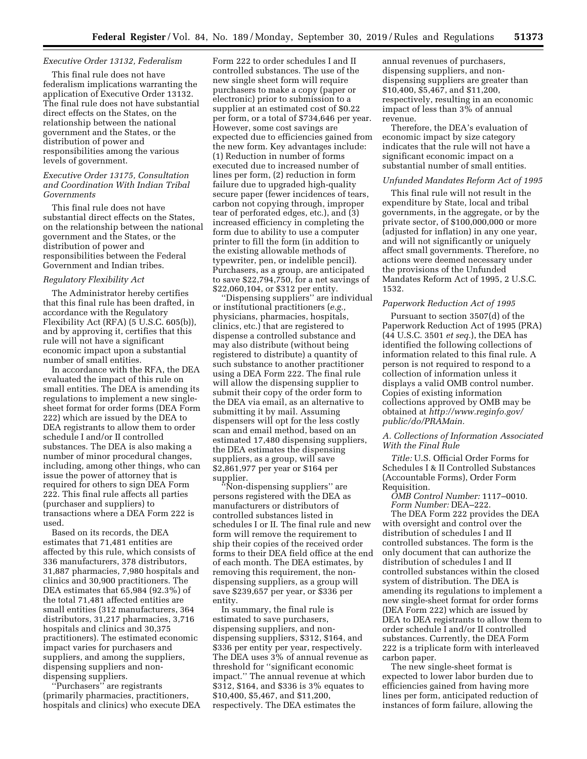*Executive Order 13132, Federalism*

This final rule does not have federalism implications warranting the application of Executive Order 13132. The final rule does not have substantial direct effects on the States, on the relationship between the national government and the States, or the distribution of power and responsibilities among the various levels of government.

*Executive Order 13175, Consultation and Coordination With Indian Tribal Governments*

This final rule does not have substantial direct effects on the States, on the relationship between the national government and the States, or the distribution of power and responsibilities between the Federal Government and Indian tribes.

*Regulatory Flexibility Act*

The Administrator hereby certifies that this final rule has been drafted, in accordance with the Regulatory Flexibility Act (RFA) (5 U.S.C. 605(b)), and by approving it, certifies that this rule will not have a significant economic impact upon a substantial number of small entities.

In accordance with the RFA, the DEA evaluated the impact of this rule on small entities. The DEA is amending its regulations to implement a new single-sheet format for order forms (DEA Form 222) which are issued by the DEA to DEA registrants to allow them to order schedule I and/or II controlled substances. The DEA is also making a number of minor procedural changes, including, among other things, who can issue the power of attorney that is required for others to sign DEA Form 222. This final rule affects all parties (purchaser and suppliers) to transactions where a DEA Form 222 is used.

Based on its records, the DEA estimates that 71,481 entities are affected by this rule, which consists of 336 manufacturers, 378 distributors, 31,887 pharmacies, 7,980 hospitals and clinics and 30,900 practitioners. The DEA estimates that 65,984 (92.3%) of the total 71,481 affected entities are small entities (312 manufacturers, 364 distributors, 31,217 pharmacies, 3,716 hospitals and clinics and 30,375 practitioners). The estimated economic impact varies for purchasers and suppliers, and among the suppliers, dispensing suppliers and non-dispensing suppliers.

''Purchasers'' are registrants (primarily pharmacies, practitioners, hospitals and clinics) who execute DEA Form 222 to order schedules I and II controlled substances. The use of the new single sheet form will require purchasers to make a copy (paper or electronic) prior to submission to a supplier at an estimated cost of $0.22 per form, or a total of $734,646 per year. However, some cost savings are expected due to efficiencies gained from the new form. Key advantages include: (1) Reduction in number of forms executed due to increased number of lines per form, (2) reduction in form failure due to upgraded high-quality secure paper (fewer incidences of tears, carbon not copying through, improper tear of perforated edges, etc.), and (3) increased efficiency in completing the form due to ability to use a computer printer to fill the form (in addition to the existing allowable methods of typewriter, pen, or indelible pencil). Purchasers, as a group, are anticipated to save $22,794,750, for a net savings of $22,060,104, or $312 per entity.

''Dispensing suppliers'' are individual or institutional practitioners (*e.g.,* physicians, pharmacies, hospitals, clinics, etc.) that are registered to dispense a controlled substance and may also distribute (without being registered to distribute) a quantity of such substance to another practitioner using a DEA Form 222. The final rule will allow the dispensing supplier to submit their copy of the order form to the DEA via email, as an alternative to submitting it by mail. Assuming dispensers will opt for the less costly scan and email method, based on an estimated 17,480 dispensing suppliers, the DEA estimates the dispensing suppliers, as a group, will save $2,861,977 per year or $164 per supplier.

''Non-dispensing suppliers'' are persons registered with the DEA as manufacturers or distributors of controlled substances listed in schedules I or II. The final rule and new form will remove the requirement to ship their copies of the received order forms to their DEA field office at the end of each month. The DEA estimates, by removing this requirement, the non-dispensing suppliers, as a group will save $239,657 per year, or $336 per entity.

In summary, the final rule is estimated to save purchasers, dispensing suppliers, and non-dispensing suppliers, $312, $164, and $336 per entity per year, respectively. The DEA uses 3% of annual revenue as threshold for ''significant economic impact.'' The annual revenue at which $312, $164, and $336 is 3% equates to $10,400, $5,467, and $11,200, respectively. The DEA estimates the annual revenues of purchasers, dispensing suppliers, and non-dispensing suppliers are greater than $10,400, $5,467, and $11,200, respectively, resulting in an economic impact of less than 3% of annual revenue.

Therefore, the DEA's evaluation of economic impact by size category indicates that the rule will not have a significant economic impact on a substantial number of small entities.

*Unfunded Mandates Reform Act of 1995*

This final rule will not result in the expenditure by State, local and tribal governments, in the aggregate, or by the private sector, of $100,000,000 or more (adjusted for inflation) in any one year, and will not significantly or uniquely affect small governments. Therefore, no actions were deemed necessary under the provisions of the Unfunded Mandates Reform Act of 1995, 2 U.S.C. 1532.

*Paperwork Reduction Act of 1995*

Pursuant to section 3507(d) of the Paperwork Reduction Act of 1995 (PRA) (44 U.S.C. 3501 *et seq.*), the DEA has identified the following collections of information related to this final rule. A person is not required to respond to a collection of information unless it displays a valid OMB control number. Copies of existing information collections approved by OMB may be obtained at *http://www.reginfo.gov/public/do/PRAMain.*

*A. Collections of Information Associated With the Final Rule*

*Title:* U.S. Official Order Forms for Schedules I & II Controlled Substances (Accountable Forms), Order Form Requisition.

*OMB Control Number:* 1117–0010.

*Form Number:* DEA–222.

The DEA Form 222 provides the DEA with oversight and control over the distribution of schedules I and II controlled substances. The form is the only document that can authorize the distribution of schedules I and II controlled substances within the closed system of distribution. The DEA is amending its regulations to implement a new single-sheet format for order forms (DEA Form 222) which are issued by DEA to DEA registrants to allow them to order schedule I and/or II controlled substances. Currently, the DEA Form 222 is a triplicate form with interleaved carbon paper.

The new single-sheet format is expected to lower labor burden due to efficiencies gained from having more lines per form, anticipated reduction of instances of form failure, allowing the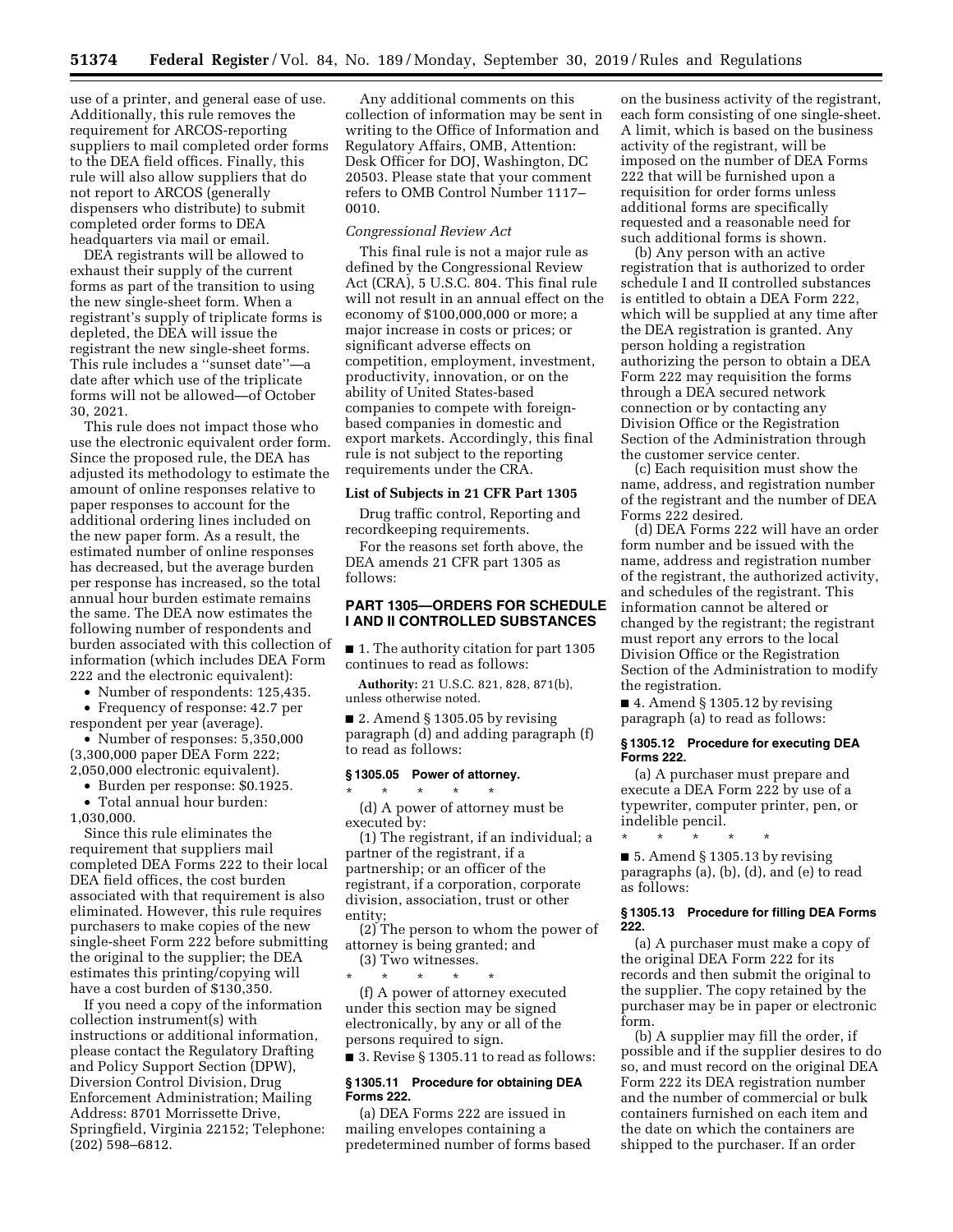use of a printer, and general ease of use. Additionally, this rule removes the requirement for ARCOS-reporting suppliers to mail completed order forms to the DEA field offices. Finally, this rule will also allow suppliers that do not report to ARCOS (generally dispensers who distribute) to submit completed order forms to DEA headquarters via mail or email.

DEA registrants will be allowed to exhaust their supply of the current forms as part of the transition to using the new single-sheet form. When a registrant's supply of triplicate forms is depleted, the DEA will issue the registrant the new single-sheet forms. This rule includes a ''sunset date''—a date after which use of the triplicate forms will not be allowed—of October 30, 2021.

This rule does not impact those who use the electronic equivalent order form. Since the proposed rule, the DEA has adjusted its methodology to estimate the amount of online responses relative to paper responses to account for the additional ordering lines included on the new paper form. As a result, the estimated number of online responses has decreased, but the average burden per response has increased, so the total annual hour burden estimate remains the same. The DEA now estimates the following number of respondents and burden associated with this collection of information (which includes DEA Form 222 and the electronic equivalent):

- Number of respondents: 125,435.
- Frequency of response: 42.7 per respondent per year (average).
- Number of responses: 5,350,000 (3,300,000 paper DEA Form 222; 2,050,000 electronic equivalent).
- Burden per response: $0.1925.
- Total annual hour burden: 1,030,000.

Since this rule eliminates the requirement that suppliers mail completed DEA Forms 222 to their local DEA field offices, the cost burden associated with that requirement is also eliminated. However, this rule requires purchasers to make copies of the new single-sheet Form 222 before submitting the original to the supplier; the DEA estimates this printing/copying will have a cost burden of $130,350.

If you need a copy of the information collection instrument(s) with instructions or additional information, please contact the Regulatory Drafting and Policy Support Section (DPW), Diversion Control Division, Drug Enforcement Administration; Mailing Address: 8701 Morrissette Drive, Springfield, Virginia 22152; Telephone: (202) 598–6812.

Any additional comments on this collection of information may be sent in writing to the Office of Information and Regulatory Affairs, OMB, Attention: Desk Officer for DOJ, Washington, DC 20503. Please state that your comment refers to OMB Control Number 1117–0010.

*Congressional Review Act*

This final rule is not a major rule as defined by the Congressional Review Act (CRA), 5 U.S.C. 804. This final rule will not result in an annual effect on the economy of $100,000,000 or more; a major increase in costs or prices; or significant adverse effects on competition, employment, investment, productivity, innovation, or on the ability of United States-based companies to compete with foreign-based companies in domestic and export markets. Accordingly, this final rule is not subject to the reporting requirements under the CRA.

**List of Subjects in 21 CFR Part 1305**

Drug traffic control, Reporting and recordkeeping requirements.

For the reasons set forth above, the DEA amends 21 CFR part 1305 as follows:

## PART 1305—ORDERS FOR SCHEDULE I AND II CONTROLLED SUBSTANCES

■ 1. The authority citation for part 1305 continues to read as follows:

**Authority:** 21 U.S.C. 821, 828, 871(b), unless otherwise noted.

■ 2. Amend § 1305.05 by revising paragraph (d) and adding paragraph (f) to read as follows:

### § 1305.05 Power of attorney.

\* \* \* \* \*

(d) A power of attorney must be executed by:

(1) The registrant, if an individual; a partner of the registrant, if a partnership; or an officer of the registrant, if a corporation, corporate division, association, trust or other entity;

(2) The person to whom the power of attorney is being granted; and

(3) Two witnesses.

\* \* \* \* \*

(f) A power of attorney executed under this section may be signed electronically, by any or all of the persons required to sign.

■ 3. Revise § 1305.11 to read as follows:

### § 1305.11 Procedure for obtaining DEA Forms 222.

(a) DEA Forms 222 are issued in mailing envelopes containing a predetermined number of forms based on the business activity of the registrant, each form consisting of one single-sheet. A limit, which is based on the business activity of the registrant, will be imposed on the number of DEA Forms 222 that will be furnished upon a requisition for order forms unless additional forms are specifically requested and a reasonable need for such additional forms is shown.

(b) Any person with an active registration that is authorized to order schedule I and II controlled substances is entitled to obtain a DEA Form 222, which will be supplied at any time after the DEA registration is granted. Any person holding a registration authorizing the person to obtain a DEA Form 222 may requisition the forms through a DEA secured network connection or by contacting any Division Office or the Registration Section of the Administration through the customer service center.

(c) Each requisition must show the name, address, and registration number of the registrant and the number of DEA Forms 222 desired.

(d) DEA Forms 222 will have an order form number and be issued with the name, address and registration number of the registrant, the authorized activity, and schedules of the registrant. This information cannot be altered or changed by the registrant; the registrant must report any errors to the local Division Office or the Registration Section of the Administration to modify the registration.

■ 4. Amend § 1305.12 by revising paragraph (a) to read as follows:

### § 1305.12 Procedure for executing DEA Forms 222.

(a) A purchaser must prepare and execute a DEA Form 222 by use of a typewriter, computer printer, pen, or indelible pencil.

\* \* \* \* \*

■ 5. Amend § 1305.13 by revising paragraphs (a), (b), (d), and (e) to read as follows:

### § 1305.13 Procedure for filling DEA Forms 222.

(a) A purchaser must make a copy of the original DEA Form 222 for its records and then submit the original to the supplier. The copy retained by the purchaser may be in paper or electronic form.

(b) A supplier may fill the order, if possible and if the supplier desires to do so, and must record on the original DEA Form 222 its DEA registration number and the number of commercial or bulk containers furnished on each item and the date on which the containers are shipped to the purchaser. If an order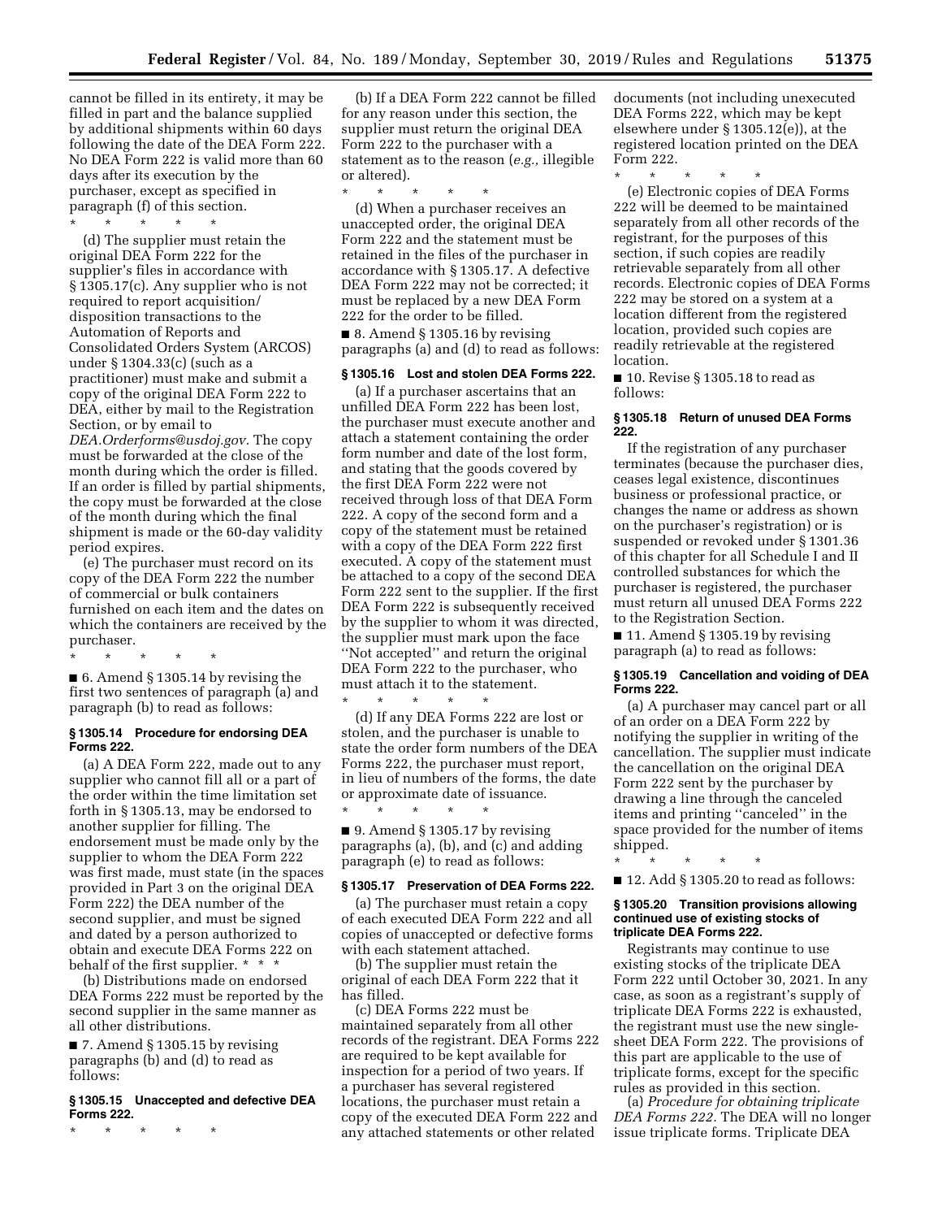cannot be filled in its entirety, it may be filled in part and the balance supplied by additional shipments within 60 days following the date of the DEA Form 222. No DEA Form 222 is valid more than 60 days after its execution by the purchaser, except as specified in paragraph (f) of this section.

\* \* \* \* \*

(d) The supplier must retain the original DEA Form 222 for the supplier's files in accordance with § 1305.17(c). Any supplier who is not required to report acquisition/disposition transactions to the Automation of Reports and Consolidated Orders System (ARCOS) under § 1304.33(c) (such as a practitioner) must make and submit a copy of the original DEA Form 222 to DEA, either by mail to the Registration Section, or by email to *DEA.Orderforms@usdoj.gov.* The copy must be forwarded at the close of the month during which the order is filled. If an order is filled by partial shipments, the copy must be forwarded at the close of the month during which the final shipment is made or the 60-day validity period expires.

(e) The purchaser must record on its copy of the DEA Form 222 the number of commercial or bulk containers furnished on each item and the dates on which the containers are received by the purchaser.

\* \* \* \* \*

■ 6. Amend § 1305.14 by revising the first two sentences of paragraph (a) and paragraph (b) to read as follows:

**§ 1305.14 Procedure for endorsing DEA Forms 222.**

(a) A DEA Form 222, made out to any supplier who cannot fill all or a part of the order within the time limitation set forth in § 1305.13, may be endorsed to another supplier for filling. The endorsement must be made only by the supplier to whom the DEA Form 222 was first made, must state (in the spaces provided in Part 3 on the original DEA Form 222) the DEA number of the second supplier, and must be signed and dated by a person authorized to obtain and execute DEA Forms 222 on behalf of the first supplier. \* \* \*

(b) Distributions made on endorsed DEA Forms 222 must be reported by the second supplier in the same manner as all other distributions.

■ 7. Amend § 1305.15 by revising paragraphs (b) and (d) to read as follows:

**§ 1305.15 Unaccepted and defective DEA Forms 222.**

\* \* \* \* \*

(b) If a DEA Form 222 cannot be filled for any reason under this section, the supplier must return the original DEA Form 222 to the purchaser with a statement as to the reason (*e.g.,* illegible or altered).

\* \* \* \* \*

(d) When a purchaser receives an unaccepted order, the original DEA Form 222 and the statement must be retained in the files of the purchaser in accordance with § 1305.17. A defective DEA Form 222 may not be corrected; it must be replaced by a new DEA Form 222 for the order to be filled.

■ 8. Amend § 1305.16 by revising paragraphs (a) and (d) to read as follows:

**§ 1305.16 Lost and stolen DEA Forms 222.**

(a) If a purchaser ascertains that an unfilled DEA Form 222 has been lost, the purchaser must execute another and attach a statement containing the order form number and date of the lost form, and stating that the goods covered by the first DEA Form 222 were not received through loss of that DEA Form 222. A copy of the second form and a copy of the statement must be retained with a copy of the DEA Form 222 first executed. A copy of the statement must be attached to a copy of the second DEA Form 222 sent to the supplier. If the first DEA Form 222 is subsequently received by the supplier to whom it was directed, the supplier must mark upon the face ''Not accepted'' and return the original DEA Form 222 to the purchaser, who must attach it to the statement.

\* \* \* \* \*

(d) If any DEA Forms 222 are lost or stolen, and the purchaser is unable to state the order form numbers of the DEA Forms 222, the purchaser must report, in lieu of numbers of the forms, the date or approximate date of issuance.

\* \* \* \* \*

■ 9. Amend § 1305.17 by revising paragraphs (a), (b), and (c) and adding paragraph (e) to read as follows:

**§ 1305.17 Preservation of DEA Forms 222.**

(a) The purchaser must retain a copy of each executed DEA Form 222 and all copies of unaccepted or defective forms with each statement attached.

(b) The supplier must retain the original of each DEA Form 222 that it has filled.

(c) DEA Forms 222 must be maintained separately from all other records of the registrant. DEA Forms 222 are required to be kept available for inspection for a period of two years. If a purchaser has several registered locations, the purchaser must retain a copy of the executed DEA Form 222 and any attached statements or other related documents (not including unexecuted DEA Forms 222, which may be kept elsewhere under § 1305.12(e)), at the registered location printed on the DEA Form 222.

\* \* \* \* \*

(e) Electronic copies of DEA Forms 222 will be deemed to be maintained separately from all other records of the registrant, for the purposes of this section, if such copies are readily retrievable separately from all other records. Electronic copies of DEA Forms 222 may be stored on a system at a location different from the registered location, provided such copies are readily retrievable at the registered location.

■ 10. Revise § 1305.18 to read as follows:

**§ 1305.18 Return of unused DEA Forms 222.**

If the registration of any purchaser terminates (because the purchaser dies, ceases legal existence, discontinues business or professional practice, or changes the name or address as shown on the purchaser's registration) or is suspended or revoked under § 1301.36 of this chapter for all Schedule I and II controlled substances for which the purchaser is registered, the purchaser must return all unused DEA Forms 222 to the Registration Section.

■ 11. Amend § 1305.19 by revising paragraph (a) to read as follows:

**§ 1305.19 Cancellation and voiding of DEA Forms 222.**

(a) A purchaser may cancel part or all of an order on a DEA Form 222 by notifying the supplier in writing of the cancellation. The supplier must indicate the cancellation on the original DEA Form 222 sent by the purchaser by drawing a line through the canceled items and printing ''canceled'' in the space provided for the number of items shipped.

\* \* \* \* \*

■ 12. Add § 1305.20 to read as follows:

**§ 1305.20 Transition provisions allowing continued use of existing stocks of triplicate DEA Forms 222.**

Registrants may continue to use existing stocks of the triplicate DEA Form 222 until October 30, 2021. In any case, as soon as a registrant's supply of triplicate DEA Forms 222 is exhausted, the registrant must use the new single-sheet DEA Form 222. The provisions of this part are applicable to the use of triplicate forms, except for the specific rules as provided in this section.

(a) *Procedure for obtaining triplicate DEA Forms 222.* The DEA will no longer issue triplicate forms. Triplicate DEA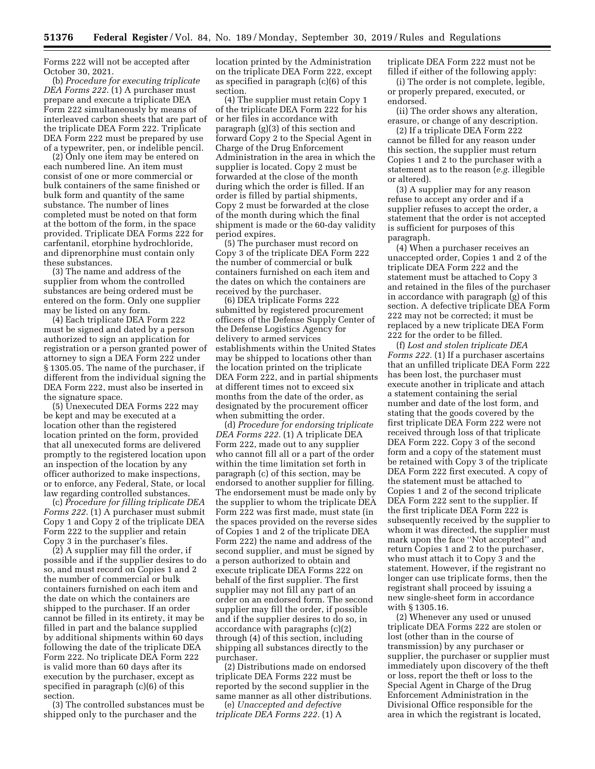Forms 222 will not be accepted after October 30, 2021.

(b) *Procedure for executing triplicate DEA Forms 222.* (1) A purchaser must prepare and execute a triplicate DEA Form 222 simultaneously by means of interleaved carbon sheets that are part of the triplicate DEA Form 222. Triplicate DEA Form 222 must be prepared by use of a typewriter, pen, or indelible pencil.

(2) Only one item may be entered on each numbered line. An item must consist of one or more commercial or bulk containers of the same finished or bulk form and quantity of the same substance. The number of lines completed must be noted on that form at the bottom of the form, in the space provided. Triplicate DEA Forms 222 for carfentanil, etorphine hydrochloride, and diprenorphine must contain only these substances.

(3) The name and address of the supplier from whom the controlled substances are being ordered must be entered on the form. Only one supplier may be listed on any form.

(4) Each triplicate DEA Form 222 must be signed and dated by a person authorized to sign an application for registration or a person granted power of attorney to sign a DEA Form 222 under § 1305.05. The name of the purchaser, if different from the individual signing the DEA Form 222, must also be inserted in the signature space.

(5) Unexecuted DEA Forms 222 may be kept and may be executed at a location other than the registered location printed on the form, provided that all unexecuted forms are delivered promptly to the registered location upon an inspection of the location by any officer authorized to make inspections, or to enforce, any Federal, State, or local law regarding controlled substances.

(c) *Procedure for filling triplicate DEA Forms 222.* (1) A purchaser must submit Copy 1 and Copy 2 of the triplicate DEA Form 222 to the supplier and retain Copy 3 in the purchaser's files.

(2) A supplier may fill the order, if possible and if the supplier desires to do so, and must record on Copies 1 and 2 the number of commercial or bulk containers furnished on each item and the date on which the containers are shipped to the purchaser. If an order cannot be filled in its entirety, it may be filled in part and the balance supplied by additional shipments within 60 days following the date of the triplicate DEA Form 222. No triplicate DEA Form 222 is valid more than 60 days after its execution by the purchaser, except as specified in paragraph (c)(6) of this section.

(3) The controlled substances must be shipped only to the purchaser and the location printed by the Administration on the triplicate DEA Form 222, except as specified in paragraph (c)(6) of this section.

(4) The supplier must retain Copy 1 of the triplicate DEA Form 222 for his or her files in accordance with paragraph (g)(3) of this section and forward Copy 2 to the Special Agent in Charge of the Drug Enforcement Administration in the area in which the supplier is located. Copy 2 must be forwarded at the close of the month during which the order is filled. If an order is filled by partial shipments, Copy 2 must be forwarded at the close of the month during which the final shipment is made or the 60-day validity period expires.

(5) The purchaser must record on Copy 3 of the triplicate DEA Form 222 the number of commercial or bulk containers furnished on each item and the dates on which the containers are received by the purchaser.

(6) DEA triplicate Forms 222 submitted by registered procurement officers of the Defense Supply Center of the Defense Logistics Agency for delivery to armed services establishments within the United States may be shipped to locations other than the location printed on the triplicate DEA Form 222, and in partial shipments at different times not to exceed six months from the date of the order, as designated by the procurement officer when submitting the order.

(d) *Procedure for endorsing triplicate DEA Forms 222.* (1) A triplicate DEA Form 222, made out to any supplier who cannot fill all or a part of the order within the time limitation set forth in paragraph (c) of this section, may be endorsed to another supplier for filling. The endorsement must be made only by the supplier to whom the triplicate DEA Form 222 was first made, must state (in the spaces provided on the reverse sides of Copies 1 and 2 of the triplicate DEA Form 222) the name and address of the second supplier, and must be signed by a person authorized to obtain and execute triplicate DEA Forms 222 on behalf of the first supplier. The first supplier may not fill any part of an order on an endorsed form. The second supplier may fill the order, if possible and if the supplier desires to do so, in accordance with paragraphs (c)(2) through (4) of this section, including shipping all substances directly to the purchaser.

(2) Distributions made on endorsed triplicate DEA Forms 222 must be reported by the second supplier in the same manner as all other distributions.

(e) *Unaccepted and defective triplicate DEA Forms 222.* (1) A triplicate DEA Form 222 must not be filled if either of the following apply:

(i) The order is not complete, legible, or properly prepared, executed, or endorsed.

(ii) The order shows any alteration, erasure, or change of any description.

(2) If a triplicate DEA Form 222 cannot be filled for any reason under this section, the supplier must return Copies 1 and 2 to the purchaser with a statement as to the reason (*e.g.* illegible or altered).

(3) A supplier may for any reason refuse to accept any order and if a supplier refuses to accept the order, a statement that the order is not accepted is sufficient for purposes of this paragraph.

(4) When a purchaser receives an unaccepted order, Copies 1 and 2 of the triplicate DEA Form 222 and the statement must be attached to Copy 3 and retained in the files of the purchaser in accordance with paragraph (g) of this section. A defective triplicate DEA Form 222 may not be corrected; it must be replaced by a new triplicate DEA Form 222 for the order to be filled.

(f) *Lost and stolen triplicate DEA Forms 222.* (1) If a purchaser ascertains that an unfilled triplicate DEA Form 222 has been lost, the purchaser must execute another in triplicate and attach a statement containing the serial number and date of the lost form, and stating that the goods covered by the first triplicate DEA Form 222 were not received through loss of that triplicate DEA Form 222. Copy 3 of the second form and a copy of the statement must be retained with Copy 3 of the triplicate DEA Form 222 first executed. A copy of the statement must be attached to Copies 1 and 2 of the second triplicate DEA Form 222 sent to the supplier. If the first triplicate DEA Form 222 is subsequently received by the supplier to whom it was directed, the supplier must mark upon the face ''Not accepted'' and return Copies 1 and 2 to the purchaser, who must attach it to Copy 3 and the statement. However, if the registrant no longer can use triplicate forms, then the registrant shall proceed by issuing a new single-sheet form in accordance with § 1305.16.

(2) Whenever any used or unused triplicate DEA Forms 222 are stolen or lost (other than in the course of transmission) by any purchaser or supplier, the purchaser or supplier must immediately upon discovery of the theft or loss, report the theft or loss to the Special Agent in Charge of the Drug Enforcement Administration in the Divisional Office responsible for the area in which the registrant is located,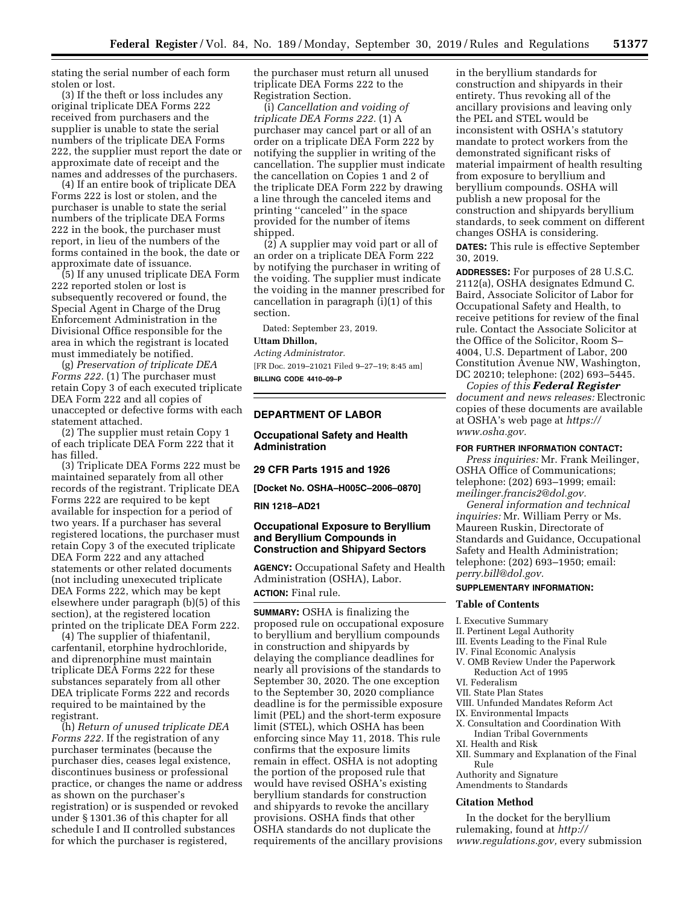stating the serial number of each form stolen or lost.

(3) If the theft or loss includes any original triplicate DEA Forms 222 received from purchasers and the supplier is unable to state the serial numbers of the triplicate DEA Forms 222, the supplier must report the date or approximate date of receipt and the names and addresses of the purchasers.

(4) If an entire book of triplicate DEA Forms 222 is lost or stolen, and the purchaser is unable to state the serial numbers of the triplicate DEA Forms 222 in the book, the purchaser must report, in lieu of the numbers of the forms contained in the book, the date or approximate date of issuance.

(5) If any unused triplicate DEA Form 222 reported stolen or lost is subsequently recovered or found, the Special Agent in Charge of the Drug Enforcement Administration in the Divisional Office responsible for the area in which the registrant is located must immediately be notified.

(g) *Preservation of triplicate DEA Forms 222.* (1) The purchaser must retain Copy 3 of each executed triplicate DEA Form 222 and all copies of unaccepted or defective forms with each statement attached.

(2) The supplier must retain Copy 1 of each triplicate DEA Form 222 that it has filled.

(3) Triplicate DEA Forms 222 must be maintained separately from all other records of the registrant. Triplicate DEA Forms 222 are required to be kept available for inspection for a period of two years. If a purchaser has several registered locations, the purchaser must retain Copy 3 of the executed triplicate DEA Form 222 and any attached statements or other related documents (not including unexecuted triplicate DEA Forms 222, which may be kept elsewhere under paragraph (b)(5) of this section), at the registered location printed on the triplicate DEA Form 222.

(4) The supplier of thiafentanil, carfentanil, etorphine hydrochloride, and diprenorphine must maintain triplicate DEA Forms 222 for these substances separately from all other DEA triplicate Forms 222 and records required to be maintained by the registrant.

(h) *Return of unused triplicate DEA Forms 222.* If the registration of any purchaser terminates (because the purchaser dies, ceases legal existence, discontinues business or professional practice, or changes the name or address as shown on the purchaser's registration) or is suspended or revoked under § 1301.36 of this chapter for all schedule I and II controlled substances for which the purchaser is registered, the purchaser must return all unused triplicate DEA Forms 222 to the Registration Section.

(i) *Cancellation and voiding of triplicate DEA Forms 222.* (1) A purchaser may cancel part or all of an order on a triplicate DEA Form 222 by notifying the supplier in writing of the cancellation. The supplier must indicate the cancellation on Copies 1 and 2 of the triplicate DEA Form 222 by drawing a line through the canceled items and printing ''canceled'' in the space provided for the number of items shipped.

(2) A supplier may void part or all of an order on a triplicate DEA Form 222 by notifying the purchaser in writing of the voiding. The supplier must indicate the voiding in the manner prescribed for cancellation in paragraph (i)(1) of this section.

Dated: September 23, 2019.

**Uttam Dhillon,**

*Acting Administrator.*

[FR Doc. 2019–21021 Filed 9–27–19; 8:45 am]

**BILLING CODE 4410–09–P**

## DEPARTMENT OF LABOR

### Occupational Safety and Health Administration

### 29 CFR Parts 1915 and 1926

### [Docket No. OSHA–H005C–2006–0870]

### RIN 1218–AD21

### Occupational Exposure to Beryllium and Beryllium Compounds in Construction and Shipyard Sectors

**AGENCY:** Occupational Safety and Health Administration (OSHA), Labor.

**ACTION:** Final rule.

**SUMMARY:** OSHA is finalizing the proposed rule on occupational exposure to beryllium and beryllium compounds in construction and shipyards by delaying the compliance deadlines for nearly all provisions of the standards to September 30, 2020. The one exception to the September 30, 2020 compliance deadline is for the permissible exposure limit (PEL) and the short-term exposure limit (STEL), which OSHA has been enforcing since May 11, 2018. This rule confirms that the exposure limits remain in effect. OSHA is not adopting the portion of the proposed rule that would have revised OSHA's existing beryllium standards for construction and shipyards to revoke the ancillary provisions. OSHA finds that other OSHA standards do not duplicate the requirements of the ancillary provisions in the beryllium standards for construction and shipyards in their entirety. Thus revoking all of the ancillary provisions and leaving only the PEL and STEL would be inconsistent with OSHA's statutory mandate to protect workers from the demonstrated significant risks of material impairment of health resulting from exposure to beryllium and beryllium compounds. OSHA will publish a new proposal for the construction and shipyards beryllium standards, to seek comment on different changes OSHA is considering.

**DATES:** This rule is effective September 30, 2019.

**ADDRESSES:** For purposes of 28 U.S.C. 2112(a), OSHA designates Edmund C. Baird, Associate Solicitor of Labor for Occupational Safety and Health, to receive petitions for review of the final rule. Contact the Associate Solicitor at the Office of the Solicitor, Room S–4004, U.S. Department of Labor, 200 Constitution Avenue NW, Washington, DC 20210; telephone: (202) 693–5445.

*Copies of this* ***Federal Register*** *document and news releases:* Electronic copies of these documents are available at OSHA's web page at *https://www.osha.gov.*

**FOR FURTHER INFORMATION CONTACT:**

*Press inquiries:* Mr. Frank Meilinger, OSHA Office of Communications; telephone: (202) 693–1999; email: *meilinger.francis2@dol.gov.*

*General information and technical inquiries:* Mr. William Perry or Ms. Maureen Ruskin, Directorate of Standards and Guidance, Occupational Safety and Health Administration; telephone: (202) 693–1950; email: *perry.bill@dol.gov.*

**SUPPLEMENTARY INFORMATION:**

#### Table of Contents

I. Executive Summary
II. Pertinent Legal Authority
III. Events Leading to the Final Rule
IV. Final Economic Analysis
V. OMB Review Under the Paperwork Reduction Act of 1995
VI. Federalism
VII. State Plan States
VIII. Unfunded Mandates Reform Act
IX. Environmental Impacts
X. Consultation and Coordination With Indian Tribal Governments
XI. Health and Risk
XII. Summary and Explanation of the Final Rule
Authority and Signature
Amendments to Standards

#### Citation Method

In the docket for the beryllium rulemaking, found at *http://www.regulations.gov,* every submission